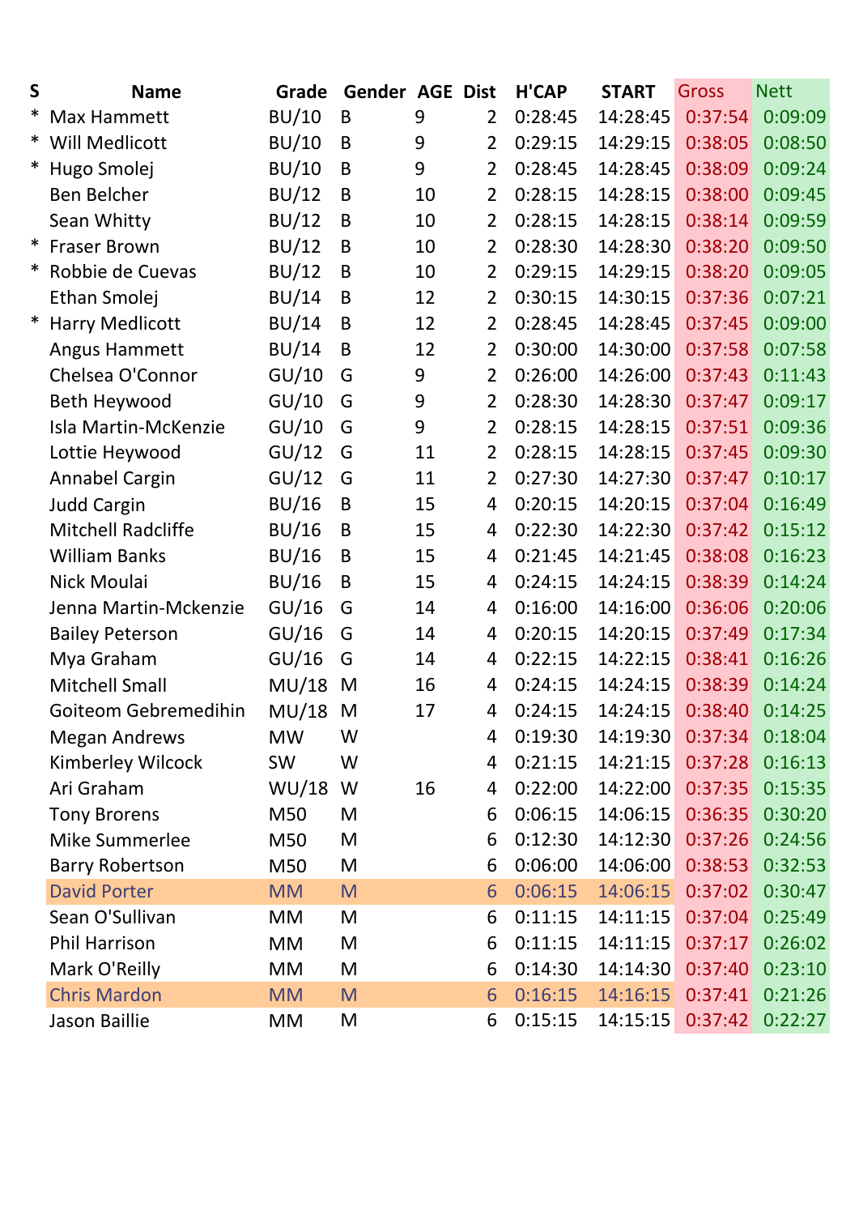| S | Name | Grade | Gender | AGE | Dist | H'CAP | START | Gross | Nett |
|---|---|---|---|---|---|---|---|---|---|
| * | Max Hammett | BU/10 | B | 9 | 2 | 0:28:45 | 14:28:45 | 0:37:54 | 0:09:09 |
| * | Will Medlicott | BU/10 | B | 9 | 2 | 0:29:15 | 14:29:15 | 0:38:05 | 0:08:50 |
| * | Hugo Smolej | BU/10 | B | 9 | 2 | 0:28:45 | 14:28:45 | 0:38:09 | 0:09:24 |
| | Ben Belcher | BU/12 | B | 10 | 2 | 0:28:15 | 14:28:15 | 0:38:00 | 0:09:45 |
| | Sean Whitty | BU/12 | B | 10 | 2 | 0:28:15 | 14:28:15 | 0:38:14 | 0:09:59 |
| * | Fraser Brown | BU/12 | B | 10 | 2 | 0:28:30 | 14:28:30 | 0:38:20 | 0:09:50 |
| * | Robbie de Cuevas | BU/12 | B | 10 | 2 | 0:29:15 | 14:29:15 | 0:38:20 | 0:09:05 |
| | Ethan Smolej | BU/14 | B | 12 | 2 | 0:30:15 | 14:30:15 | 0:37:36 | 0:07:21 |
| * | Harry Medlicott | BU/14 | B | 12 | 2 | 0:28:45 | 14:28:45 | 0:37:45 | 0:09:00 |
| | Angus Hammett | BU/14 | B | 12 | 2 | 0:30:00 | 14:30:00 | 0:37:58 | 0:07:58 |
| | Chelsea O'Connor | GU/10 | G | 9 | 2 | 0:26:00 | 14:26:00 | 0:37:43 | 0:11:43 |
| | Beth Heywood | GU/10 | G | 9 | 2 | 0:28:30 | 14:28:30 | 0:37:47 | 0:09:17 |
| | Isla Martin-McKenzie | GU/10 | G | 9 | 2 | 0:28:15 | 14:28:15 | 0:37:51 | 0:09:36 |
| | Lottie Heywood | GU/12 | G | 11 | 2 | 0:28:15 | 14:28:15 | 0:37:45 | 0:09:30 |
| | Annabel Cargin | GU/12 | G | 11 | 2 | 0:27:30 | 14:27:30 | 0:37:47 | 0:10:17 |
| | Judd Cargin | BU/16 | B | 15 | 4 | 0:20:15 | 14:20:15 | 0:37:04 | 0:16:49 |
| | Mitchell Radcliffe | BU/16 | B | 15 | 4 | 0:22:30 | 14:22:30 | 0:37:42 | 0:15:12 |
| | William Banks | BU/16 | B | 15 | 4 | 0:21:45 | 14:21:45 | 0:38:08 | 0:16:23 |
| | Nick Moulai | BU/16 | B | 15 | 4 | 0:24:15 | 14:24:15 | 0:38:39 | 0:14:24 |
| | Jenna Martin-Mckenzie | GU/16 | G | 14 | 4 | 0:16:00 | 14:16:00 | 0:36:06 | 0:20:06 |
| | Bailey Peterson | GU/16 | G | 14 | 4 | 0:20:15 | 14:20:15 | 0:37:49 | 0:17:34 |
| | Mya Graham | GU/16 | G | 14 | 4 | 0:22:15 | 14:22:15 | 0:38:41 | 0:16:26 |
| | Mitchell Small | MU/18 | M | 16 | 4 | 0:24:15 | 14:24:15 | 0:38:39 | 0:14:24 |
| | Goiteom Gebremedihin | MU/18 | M | 17 | 4 | 0:24:15 | 14:24:15 | 0:38:40 | 0:14:25 |
| | Megan Andrews | MW | W | | 4 | 0:19:30 | 14:19:30 | 0:37:34 | 0:18:04 |
| | Kimberley Wilcock | SW | W | | 4 | 0:21:15 | 14:21:15 | 0:37:28 | 0:16:13 |
| | Ari Graham | WU/18 | W | 16 | 4 | 0:22:00 | 14:22:00 | 0:37:35 | 0:15:35 |
| | Tony Brorens | M50 | M | | 6 | 0:06:15 | 14:06:15 | 0:36:35 | 0:30:20 |
| | Mike Summerlee | M50 | M | | 6 | 0:12:30 | 14:12:30 | 0:37:26 | 0:24:56 |
| | Barry Robertson | M50 | M | | 6 | 0:06:00 | 14:06:00 | 0:38:53 | 0:32:53 |
| | David Porter | MM | M | | 6 | 0:06:15 | 14:06:15 | 0:37:02 | 0:30:47 |
| | Sean O'Sullivan | MM | M | | 6 | 0:11:15 | 14:11:15 | 0:37:04 | 0:25:49 |
| | Phil Harrison | MM | M | | 6 | 0:11:15 | 14:11:15 | 0:37:17 | 0:26:02 |
| | Mark O'Reilly | MM | M | | 6 | 0:14:30 | 14:14:30 | 0:37:40 | 0:23:10 |
| | Chris Mardon | MM | M | | 6 | 0:16:15 | 14:16:15 | 0:37:41 | 0:21:26 |
| | Jason Baillie | MM | M | | 6 | 0:15:15 | 14:15:15 | 0:37:42 | 0:22:27 |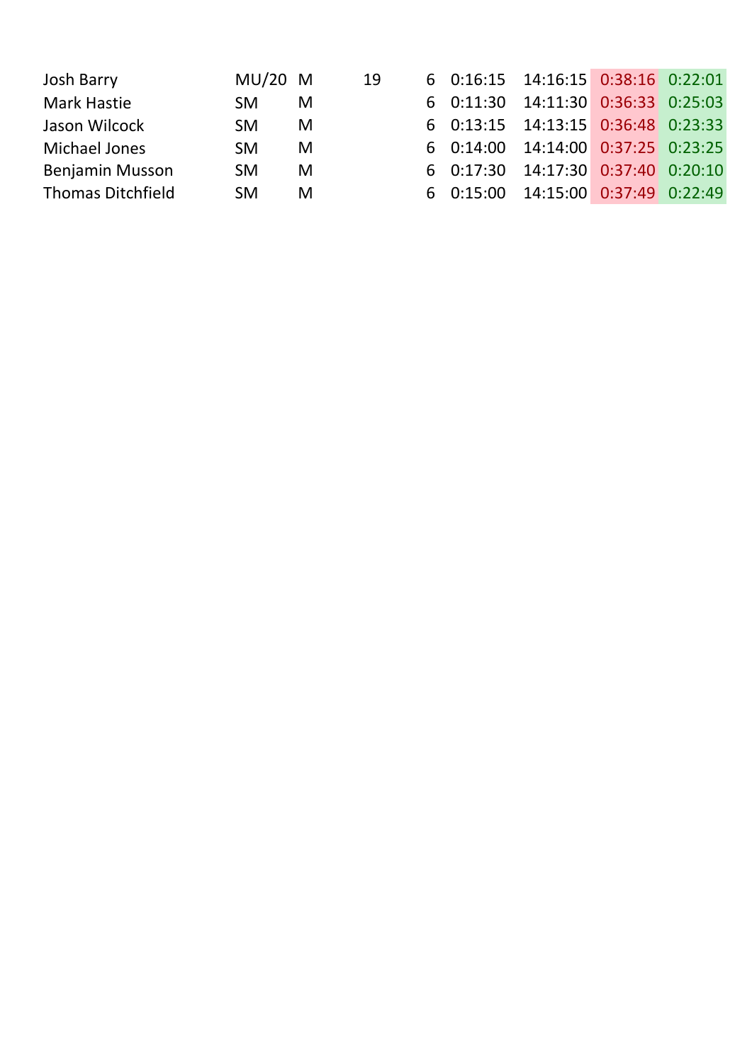| | | | | | | | | |
|---|---|---|---|---|---|---|---|---|
| Josh Barry | MU/20 | M | 19 | 6 | 0:16:15 | 14:16:15 | 0:38:16 | 0:22:01 |
| Mark Hastie | SM | M | | 6 | 0:11:30 | 14:11:30 | 0:36:33 | 0:25:03 |
| Jason Wilcock | SM | M | | 6 | 0:13:15 | 14:13:15 | 0:36:48 | 0:23:33 |
| Michael Jones | SM | M | | 6 | 0:14:00 | 14:14:00 | 0:37:25 | 0:23:25 |
| Benjamin Musson | SM | M | | 6 | 0:17:30 | 14:17:30 | 0:37:40 | 0:20:10 |
| Thomas Ditchfield | SM | M | | 6 | 0:15:00 | 14:15:00 | 0:37:49 | 0:22:49 |